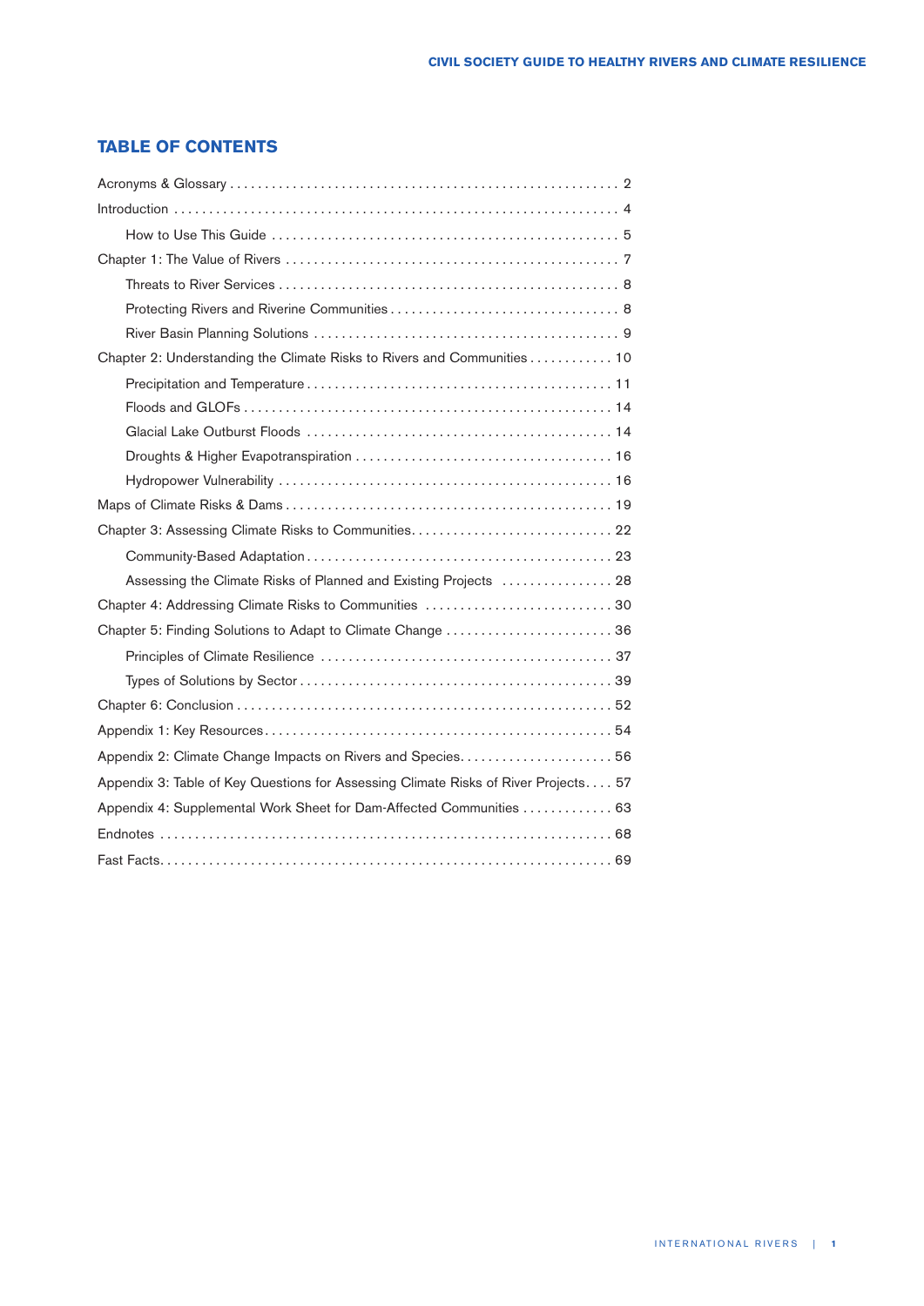## TABLE OF CONTENTS

- Acronyms & Glossary . . . . . . . . . . 2
- Introduction . . . . . . . . . . 4
  - How to Use This Guide . . . . . . . . . . 5
- Chapter 1: The Value of Rivers . . . . . . . . . . 7
  - Threats to River Services . . . . . . . . . . 8
  - Protecting Rivers and Riverine Communities . . . . . . . . . . 8
  - River Basin Planning Solutions . . . . . . . . . . 9
- Chapter 2: Understanding the Climate Risks to Rivers and Communities . . . . . . . . . . 10
  - Precipitation and Temperature . . . . . . . . . . 11
  - Floods and GLOFs . . . . . . . . . . 14
  - Glacial Lake Outburst Floods . . . . . . . . . . 14
  - Droughts & Higher Evapotranspiration . . . . . . . . . . 16
  - Hydropower Vulnerability . . . . . . . . . . 16
- Maps of Climate Risks & Dams . . . . . . . . . . 19
- Chapter 3: Assessing Climate Risks to Communities . . . . . . . . . . 22
  - Community-Based Adaptation . . . . . . . . . . 23
  - Assessing the Climate Risks of Planned and Existing Projects . . . . . . . . . . 28
- Chapter 4: Addressing Climate Risks to Communities . . . . . . . . . . 30
- Chapter 5: Finding Solutions to Adapt to Climate Change . . . . . . . . . . 36
  - Principles of Climate Resilience . . . . . . . . . . 37
  - Types of Solutions by Sector . . . . . . . . . . 39
- Chapter 6: Conclusion . . . . . . . . . . 52
- Appendix 1: Key Resources . . . . . . . . . . 54
- Appendix 2: Climate Change Impacts on Rivers and Species . . . . . . . . . . 56
- Appendix 3: Table of Key Questions for Assessing Climate Risks of River Projects . . . . 57
- Appendix 4: Supplemental Work Sheet for Dam-Affected Communities . . . . . . . . . . 63
- Endnotes . . . . . . . . . . 68
- Fast Facts . . . . . . . . . . 69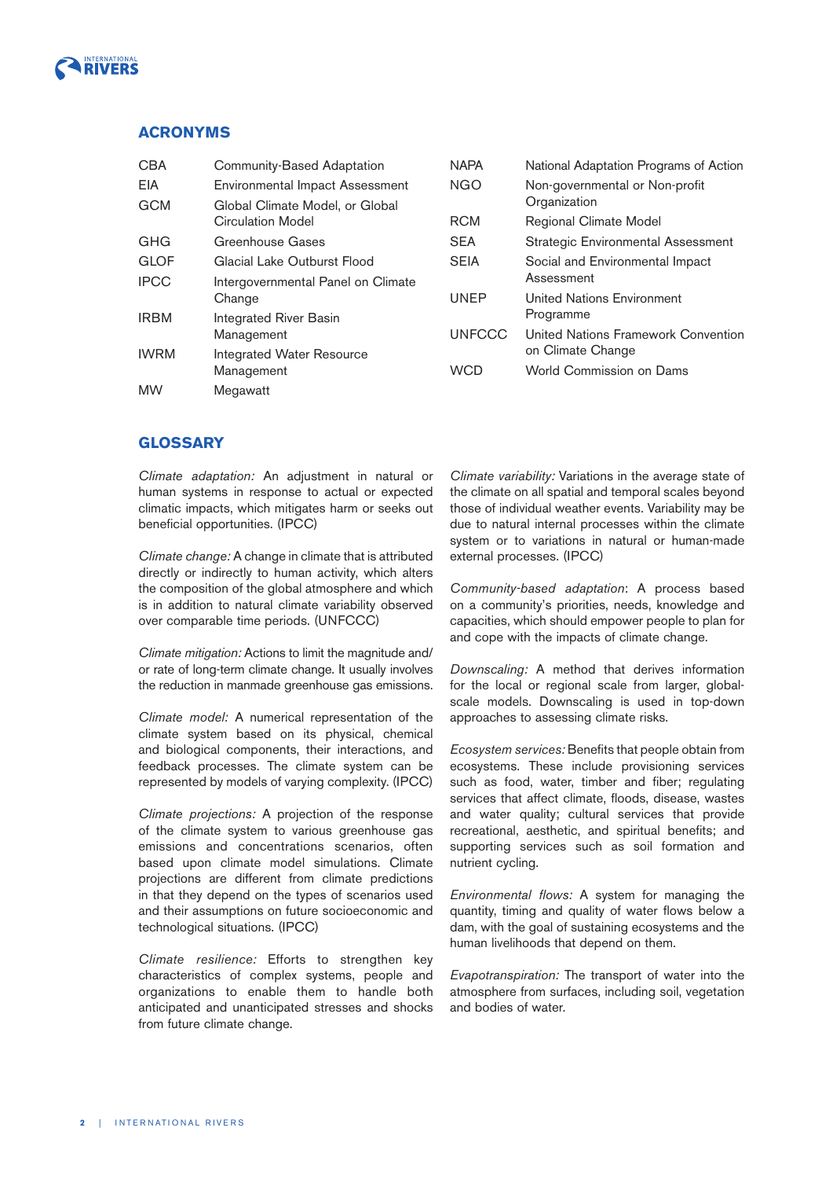## ACRONYMS

| | |
|---|---|
| CBA | Community-Based Adaptation |
| EIA | Environmental Impact Assessment |
| GCM | Global Climate Model, or Global Circulation Model |
| GHG | Greenhouse Gases |
| GLOF | Glacial Lake Outburst Flood |
| IPCC | Intergovernmental Panel on Climate Change |
| IRBM | Integrated River Basin Management |
| IWRM | Integrated Water Resource Management |
| MW | Megawatt |
| NAPA | National Adaptation Programs of Action |
| NGO | Non-governmental or Non-profit Organization |
| RCM | Regional Climate Model |
| SEA | Strategic Environmental Assessment |
| SEIA | Social and Environmental Impact Assessment |
| UNEP | United Nations Environment Programme |
| UNFCCC | United Nations Framework Convention on Climate Change |
| WCD | World Commission on Dams |

## GLOSSARY

*Climate adaptation:* An adjustment in natural or human systems in response to actual or expected climatic impacts, which mitigates harm or seeks out beneficial opportunities. (IPCC)

*Climate change:* A change in climate that is attributed directly or indirectly to human activity, which alters the composition of the global atmosphere and which is in addition to natural climate variability observed over comparable time periods. (UNFCCC)

*Climate mitigation:* Actions to limit the magnitude and/or rate of long-term climate change. It usually involves the reduction in manmade greenhouse gas emissions.

*Climate model:* A numerical representation of the climate system based on its physical, chemical and biological components, their interactions, and feedback processes. The climate system can be represented by models of varying complexity. (IPCC)

*Climate projections:* A projection of the response of the climate system to various greenhouse gas emissions and concentrations scenarios, often based upon climate model simulations. Climate projections are different from climate predictions in that they depend on the types of scenarios used and their assumptions on future socioeconomic and technological situations. (IPCC)

*Climate resilience:* Efforts to strengthen key characteristics of complex systems, people and organizations to enable them to handle both anticipated and unanticipated stresses and shocks from future climate change.

*Climate variability:* Variations in the average state of the climate on all spatial and temporal scales beyond those of individual weather events. Variability may be due to natural internal processes within the climate system or to variations in natural or human-made external processes. (IPCC)

*Community-based adaptation*: A process based on a community's priorities, needs, knowledge and capacities, which should empower people to plan for and cope with the impacts of climate change.

*Downscaling:* A method that derives information for the local or regional scale from larger, global-scale models. Downscaling is used in top-down approaches to assessing climate risks.

*Ecosystem services:* Benefits that people obtain from ecosystems. These include provisioning services such as food, water, timber and fiber; regulating services that affect climate, floods, disease, wastes and water quality; cultural services that provide recreational, aesthetic, and spiritual benefits; and supporting services such as soil formation and nutrient cycling.

*Environmental flows:* A system for managing the quantity, timing and quality of water flows below a dam, with the goal of sustaining ecosystems and the human livelihoods that depend on them.

*Evapotranspiration:* The transport of water into the atmosphere from surfaces, including soil, vegetation and bodies of water.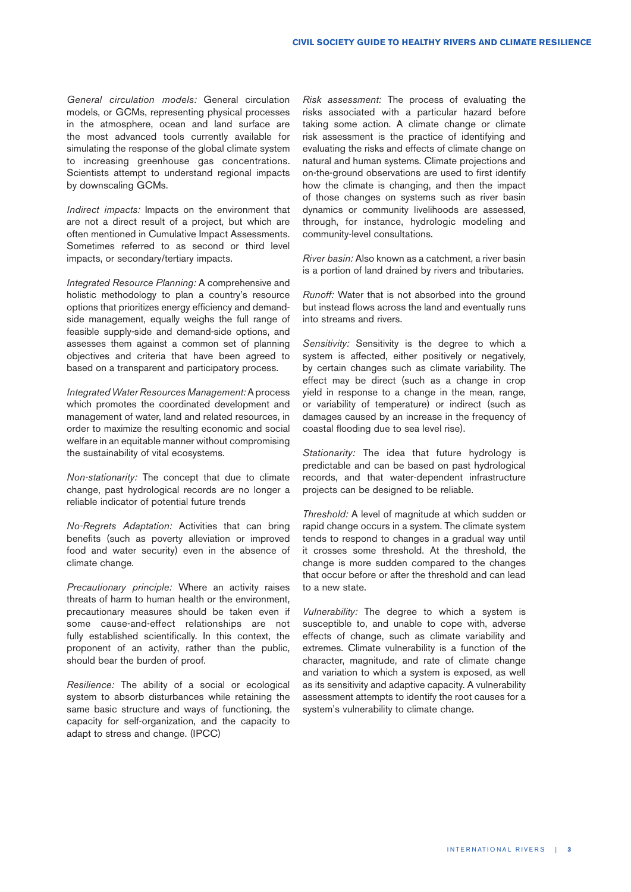*General circulation models:* General circulation models, or GCMs, representing physical processes in the atmosphere, ocean and land surface are the most advanced tools currently available for simulating the response of the global climate system to increasing greenhouse gas concentrations. Scientists attempt to understand regional impacts by downscaling GCMs.

*Indirect impacts:* Impacts on the environment that are not a direct result of a project, but which are often mentioned in Cumulative Impact Assessments. Sometimes referred to as second or third level impacts, or secondary/tertiary impacts.

*Integrated Resource Planning:* A comprehensive and holistic methodology to plan a country's resource options that prioritizes energy efficiency and demand-side management, equally weighs the full range of feasible supply-side and demand-side options, and assesses them against a common set of planning objectives and criteria that have been agreed to based on a transparent and participatory process.

*Integrated Water Resources Management:* A process which promotes the coordinated development and management of water, land and related resources, in order to maximize the resulting economic and social welfare in an equitable manner without compromising the sustainability of vital ecosystems.

*Non-stationarity:* The concept that due to climate change, past hydrological records are no longer a reliable indicator of potential future trends

*No-Regrets Adaptation:* Activities that can bring benefits (such as poverty alleviation or improved food and water security) even in the absence of climate change.

*Precautionary principle:* Where an activity raises threats of harm to human health or the environment, precautionary measures should be taken even if some cause-and-effect relationships are not fully established scientifically. In this context, the proponent of an activity, rather than the public, should bear the burden of proof.

*Resilience:* The ability of a social or ecological system to absorb disturbances while retaining the same basic structure and ways of functioning, the capacity for self-organization, and the capacity to adapt to stress and change. (IPCC)

*Risk assessment:* The process of evaluating the risks associated with a particular hazard before taking some action. A climate change or climate risk assessment is the practice of identifying and evaluating the risks and effects of climate change on natural and human systems. Climate projections and on-the-ground observations are used to first identify how the climate is changing, and then the impact of those changes on systems such as river basin dynamics or community livelihoods are assessed, through, for instance, hydrologic modeling and community-level consultations.

*River basin:* Also known as a catchment, a river basin is a portion of land drained by rivers and tributaries.

*Runoff:* Water that is not absorbed into the ground but instead flows across the land and eventually runs into streams and rivers.

*Sensitivity:* Sensitivity is the degree to which a system is affected, either positively or negatively, by certain changes such as climate variability. The effect may be direct (such as a change in crop yield in response to a change in the mean, range, or variability of temperature) or indirect (such as damages caused by an increase in the frequency of coastal flooding due to sea level rise).

*Stationarity:* The idea that future hydrology is predictable and can be based on past hydrological records, and that water-dependent infrastructure projects can be designed to be reliable.

*Threshold:* A level of magnitude at which sudden or rapid change occurs in a system. The climate system tends to respond to changes in a gradual way until it crosses some threshold. At the threshold, the change is more sudden compared to the changes that occur before or after the threshold and can lead to a new state.

*Vulnerability:* The degree to which a system is susceptible to, and unable to cope with, adverse effects of change, such as climate variability and extremes. Climate vulnerability is a function of the character, magnitude, and rate of climate change and variation to which a system is exposed, as well as its sensitivity and adaptive capacity. A vulnerability assessment attempts to identify the root causes for a system's vulnerability to climate change.